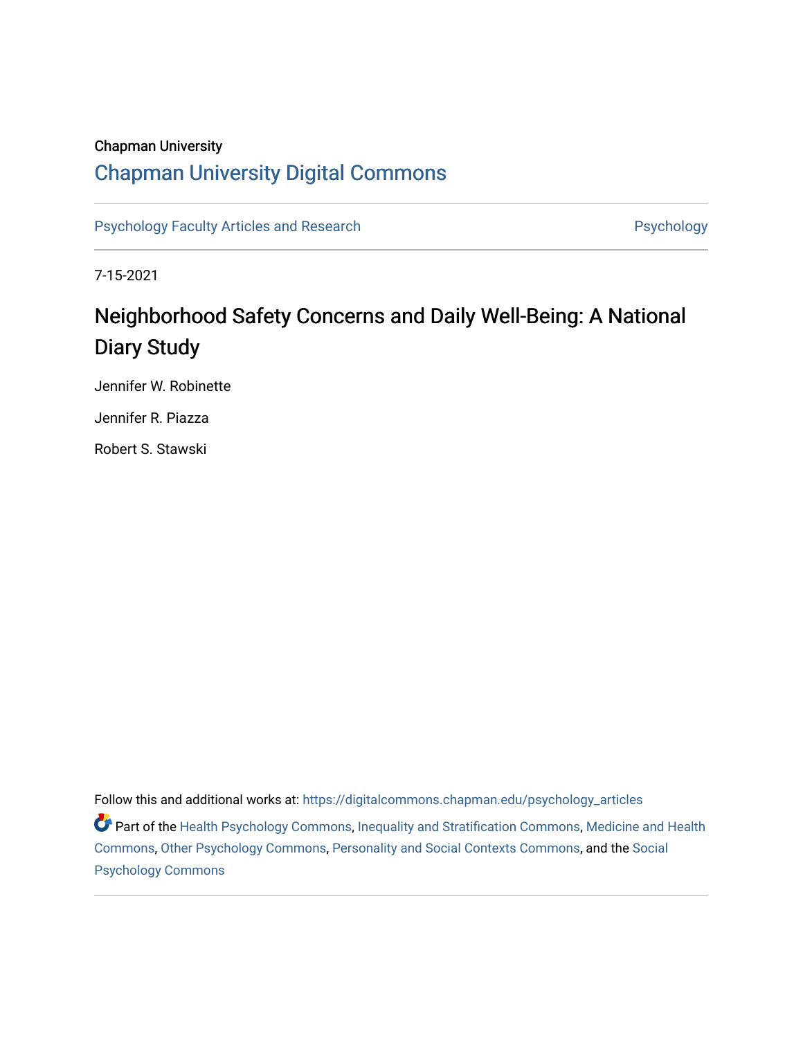Chapman University

## Chapman University Digital Commons

Psychology Faculty Articles and Research

Psychology

7-15-2021

# Neighborhood Safety Concerns and Daily Well-Being: A National Diary Study

Jennifer W. Robinette

Jennifer R. Piazza

Robert S. Stawski

Follow this and additional works at: https://digitalcommons.chapman.edu/psychology_articles

Part of the Health Psychology Commons, Inequality and Stratification Commons, Medicine and Health Commons, Other Psychology Commons, Personality and Social Contexts Commons, and the Social Psychology Commons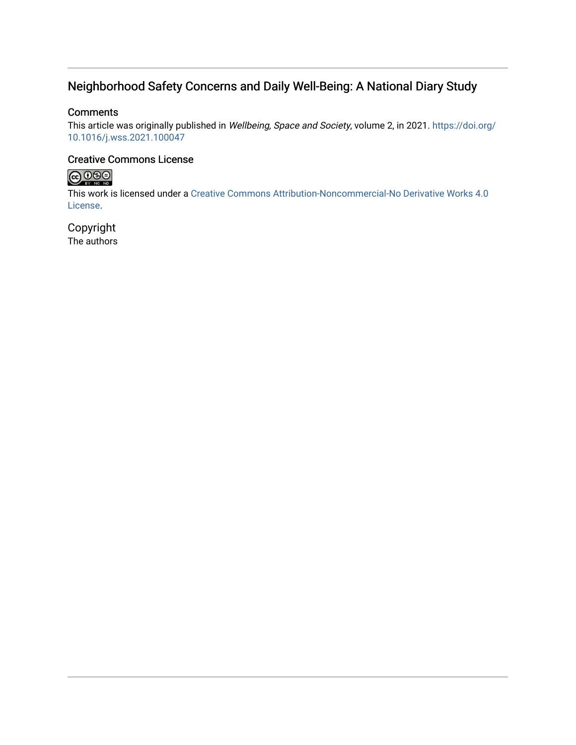# Neighborhood Safety Concerns and Daily Well-Being: A National Diary Study

## Comments

This article was originally published in *Wellbeing, Space and Society*, volume 2, in 2021. https://doi.org/10.1016/j.wss.2021.100047

## Creative Commons License

This work is licensed under a Creative Commons Attribution-Noncommercial-No Derivative Works 4.0 License.

## Copyright

The authors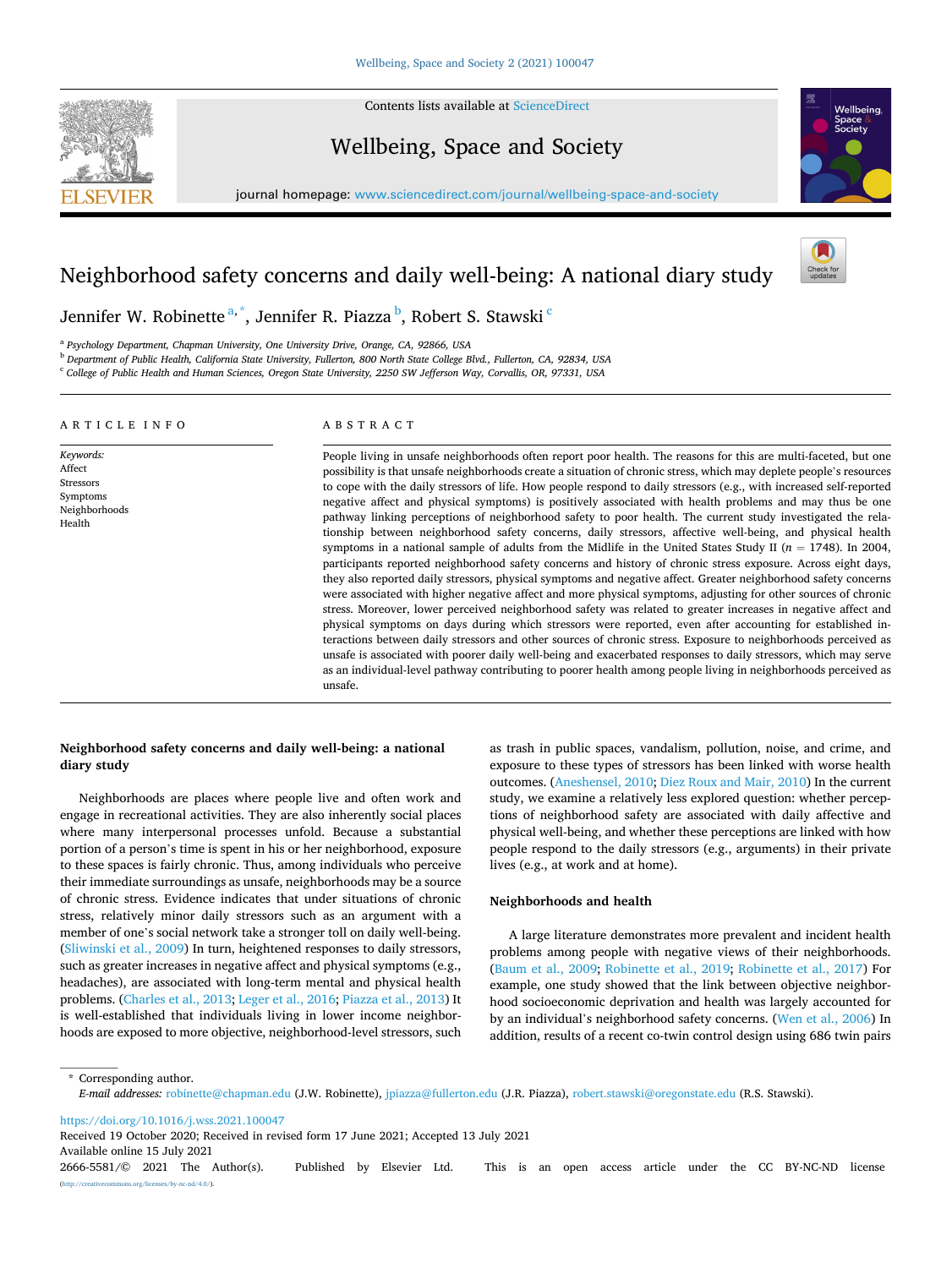Wellbeing, Space and Society 2 (2021) 100047

Contents lists available at ScienceDirect

# Wellbeing, Space and Society

journal homepage: www.sciencedirect.com/journal/wellbeing-space-and-society

# Neighborhood safety concerns and daily well-being: A national diary study

Jennifer W. Robinette[a,*], Jennifer R. Piazza[b], Robert S. Stawski[c]

[a] Psychology Department, Chapman University, One University Drive, Orange, CA, 92866, USA
[b] Department of Public Health, California State University, Fullerton, 800 North State College Blvd., Fullerton, CA, 92834, USA
[c] College of Public Health and Human Sciences, Oregon State University, 2250 SW Jefferson Way, Corvallis, OR, 97331, USA

ARTICLE INFO

*Keywords:*
Affect
Stressors
Symptoms
Neighborhoods
Health

ABSTRACT

People living in unsafe neighborhoods often report poor health. The reasons for this are multi-faceted, but one possibility is that unsafe neighborhoods create a situation of chronic stress, which may deplete people's resources to cope with the daily stressors of life. How people respond to daily stressors (e.g., with increased self-reported negative affect and physical symptoms) is positively associated with health problems and may thus be one pathway linking perceptions of neighborhood safety to poor health. The current study investigated the relationship between neighborhood safety concerns, daily stressors, affective well-being, and physical health symptoms in a national sample of adults from the Midlife in the United States Study II ($n = 1748$). In 2004, participants reported neighborhood safety concerns and history of chronic stress exposure. Across eight days, they also reported daily stressors, physical symptoms and negative affect. Greater neighborhood safety concerns were associated with higher negative affect and more physical symptoms, adjusting for other sources of chronic stress. Moreover, lower perceived neighborhood safety was related to greater increases in negative affect and physical symptoms on days during which stressors were reported, even after accounting for established interactions between daily stressors and other sources of chronic stress. Exposure to neighborhoods perceived as unsafe is associated with poorer daily well-being and exacerbated responses to daily stressors, which may serve as an individual-level pathway contributing to poorer health among people living in neighborhoods perceived as unsafe.

## Neighborhood safety concerns and daily well-being: a national diary study

Neighborhoods are places where people live and often work and engage in recreational activities. They are also inherently social places where many interpersonal processes unfold. Because a substantial portion of a person's time is spent in his or her neighborhood, exposure to these spaces is fairly chronic. Thus, among individuals who perceive their immediate surroundings as unsafe, neighborhoods may be a source of chronic stress. Evidence indicates that under situations of chronic stress, relatively minor daily stressors such as an argument with a member of one's social network take a stronger toll on daily well-being. (Sliwinski et al., 2009) In turn, heightened responses to daily stressors, such as greater increases in negative affect and physical symptoms (e.g., headaches), are associated with long-term mental and physical health problems. (Charles et al., 2013; Leger et al., 2016; Piazza et al., 2013) It is well-established that individuals living in lower income neighborhoods are exposed to more objective, neighborhood-level stressors, such as trash in public spaces, vandalism, pollution, noise, and crime, and exposure to these types of stressors has been linked with worse health outcomes. (Aneshensel, 2010; Diez Roux and Mair, 2010) In the current study, we examine a relatively less explored question: whether perceptions of neighborhood safety are associated with daily affective and physical well-being, and whether these perceptions are linked with how people respond to the daily stressors (e.g., arguments) in their private lives (e.g., at work and at home).

### Neighborhoods and health

A large literature demonstrates more prevalent and incident health problems among people with negative views of their neighborhoods. (Baum et al., 2009; Robinette et al., 2019; Robinette et al., 2017) For example, one study showed that the link between objective neighborhood socioeconomic deprivation and health was largely accounted for by an individual's neighborhood safety concerns. (Wen et al., 2006) In addition, results of a recent co-twin control design using 686 twin pairs

* Corresponding author.
*E-mail addresses:* robinette@chapman.edu (J.W. Robinette), jpiazza@fullerton.edu (J.R. Piazza), robert.stawski@oregonstate.edu (R.S. Stawski).

https://doi.org/10.1016/j.wss.2021.100047
Received 19 October 2020; Received in revised form 17 June 2021; Accepted 13 July 2021
Available online 15 July 2021
2666-5581/© 2021 The Author(s). Published by Elsevier Ltd. This is an open access article under the CC BY-NC-ND license (http://creativecommons.org/licenses/by-nc-nd/4.0/).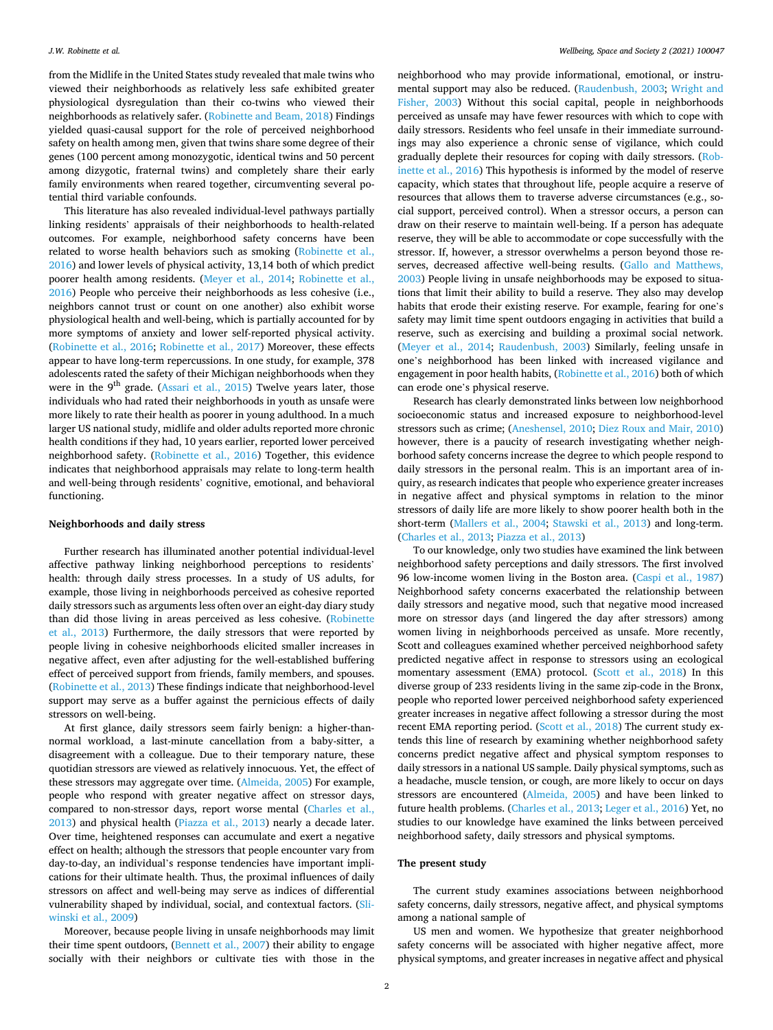from the Midlife in the United States study revealed that male twins who viewed their neighborhoods as relatively less safe exhibited greater physiological dysregulation than their co-twins who viewed their neighborhoods as relatively safer. (Robinette and Beam, 2018) Findings yielded quasi-causal support for the role of perceived neighborhood safety on health among men, given that twins share some degree of their genes (100 percent among monozygotic, identical twins and 50 percent among dizygotic, fraternal twins) and completely share their early family environments when reared together, circumventing several potential third variable confounds.

This literature has also revealed individual-level pathways partially linking residents' appraisals of their neighborhoods to health-related outcomes. For example, neighborhood safety concerns have been related to worse health behaviors such as smoking (Robinette et al., 2016) and lower levels of physical activity, 13,14 both of which predict poorer health among residents. (Meyer et al., 2014; Robinette et al., 2016) People who perceive their neighborhoods as less cohesive (i.e., neighbors cannot trust or count on one another) also exhibit worse physiological health and well-being, which is partially accounted for by more symptoms of anxiety and lower self-reported physical activity. (Robinette et al., 2016; Robinette et al., 2017) Moreover, these effects appear to have long-term repercussions. In one study, for example, 378 adolescents rated the safety of their Michigan neighborhoods when they were in the 9th grade. (Assari et al., 2015) Twelve years later, those individuals who had rated their neighborhoods in youth as unsafe were more likely to rate their health as poorer in young adulthood. In a much larger US national study, midlife and older adults reported more chronic health conditions if they had, 10 years earlier, reported lower perceived neighborhood safety. (Robinette et al., 2016) Together, this evidence indicates that neighborhood appraisals may relate to long-term health and well-being through residents' cognitive, emotional, and behavioral functioning.

## Neighborhoods and daily stress

Further research has illuminated another potential individual-level affective pathway linking neighborhood perceptions to residents' health: through daily stress processes. In a study of US adults, for example, those living in neighborhoods perceived as cohesive reported daily stressors such as arguments less often over an eight-day diary study than did those living in areas perceived as less cohesive. (Robinette et al., 2013) Furthermore, the daily stressors that were reported by people living in cohesive neighborhoods elicited smaller increases in negative affect, even after adjusting for the well-established buffering effect of perceived support from friends, family members, and spouses. (Robinette et al., 2013) These findings indicate that neighborhood-level support may serve as a buffer against the pernicious effects of daily stressors on well-being.

At first glance, daily stressors seem fairly benign: a higher-than-normal workload, a last-minute cancellation from a baby-sitter, a disagreement with a colleague. Due to their temporary nature, these quotidian stressors are viewed as relatively innocuous. Yet, the effect of these stressors may aggregate over time. (Almeida, 2005) For example, people who respond with greater negative affect on stressor days, compared to non-stressor days, report worse mental (Charles et al., 2013) and physical health (Piazza et al., 2013) nearly a decade later. Over time, heightened responses can accumulate and exert a negative effect on health; although the stressors that people encounter vary from day-to-day, an individual's response tendencies have important implications for their ultimate health. Thus, the proximal influences of daily stressors on affect and well-being may serve as indices of differential vulnerability shaped by individual, social, and contextual factors. (Sliwinski et al., 2009)

Moreover, because people living in unsafe neighborhoods may limit their time spent outdoors, (Bennett et al., 2007) their ability to engage socially with their neighbors or cultivate ties with those in the neighborhood who may provide informational, emotional, or instrumental support may also be reduced. (Raudenbush, 2003; Wright and Fisher, 2003) Without this social capital, people in neighborhoods perceived as unsafe may have fewer resources with which to cope with daily stressors. Residents who feel unsafe in their immediate surroundings may also experience a chronic sense of vigilance, which could gradually deplete their resources for coping with daily stressors. (Robinette et al., 2016) This hypothesis is informed by the model of reserve capacity, which states that throughout life, people acquire a reserve of resources that allows them to traverse adverse circumstances (e.g., social support, perceived control). When a stressor occurs, a person can draw on their reserve to maintain well-being. If a person has adequate reserve, they will be able to accommodate or cope successfully with the stressor. If, however, a stressor overwhelms a person beyond those reserves, decreased affective well-being results. (Gallo and Matthews, 2003) People living in unsafe neighborhoods may be exposed to situations that limit their ability to build a reserve. They also may develop habits that erode their existing reserve. For example, fearing for one's safety may limit time spent outdoors engaging in activities that build a reserve, such as exercising and building a proximal social network. (Meyer et al., 2014; Raudenbush, 2003) Similarly, feeling unsafe in one's neighborhood has been linked with increased vigilance and engagement in poor health habits, (Robinette et al., 2016) both of which can erode one's physical reserve.

Research has clearly demonstrated links between low neighborhood socioeconomic status and increased exposure to neighborhood-level stressors such as crime; (Aneshensel, 2010; Diez Roux and Mair, 2010) however, there is a paucity of research investigating whether neighborhood safety concerns increase the degree to which people respond to daily stressors in the personal realm. This is an important area of inquiry, as research indicates that people who experience greater increases in negative affect and physical symptoms in relation to the minor stressors of daily life are more likely to show poorer health both in the short-term (Mallers et al., 2004; Stawski et al., 2013) and long-term. (Charles et al., 2013; Piazza et al., 2013)

To our knowledge, only two studies have examined the link between neighborhood safety perceptions and daily stressors. The first involved 96 low-income women living in the Boston area. (Caspi et al., 1987) Neighborhood safety concerns exacerbated the relationship between daily stressors and negative mood, such that negative mood increased more on stressor days (and lingered the day after stressors) among women living in neighborhoods perceived as unsafe. More recently, Scott and colleagues examined whether perceived neighborhood safety predicted negative affect in response to stressors using an ecological momentary assessment (EMA) protocol. (Scott et al., 2018) In this diverse group of 233 residents living in the same zip-code in the Bronx, people who reported lower perceived neighborhood safety experienced greater increases in negative affect following a stressor during the most recent EMA reporting period. (Scott et al., 2018) The current study extends this line of research by examining whether neighborhood safety concerns predict negative affect and physical symptom responses to daily stressors in a national US sample. Daily physical symptoms, such as a headache, muscle tension, or cough, are more likely to occur on days stressors are encountered (Almeida, 2005) and have been linked to future health problems. (Charles et al., 2013; Leger et al., 2016) Yet, no studies to our knowledge have examined the links between perceived neighborhood safety, daily stressors and physical symptoms.

## The present study

The current study examines associations between neighborhood safety concerns, daily stressors, negative affect, and physical symptoms among a national sample of

US men and women. We hypothesize that greater neighborhood safety concerns will be associated with higher negative affect, more physical symptoms, and greater increases in negative affect and physical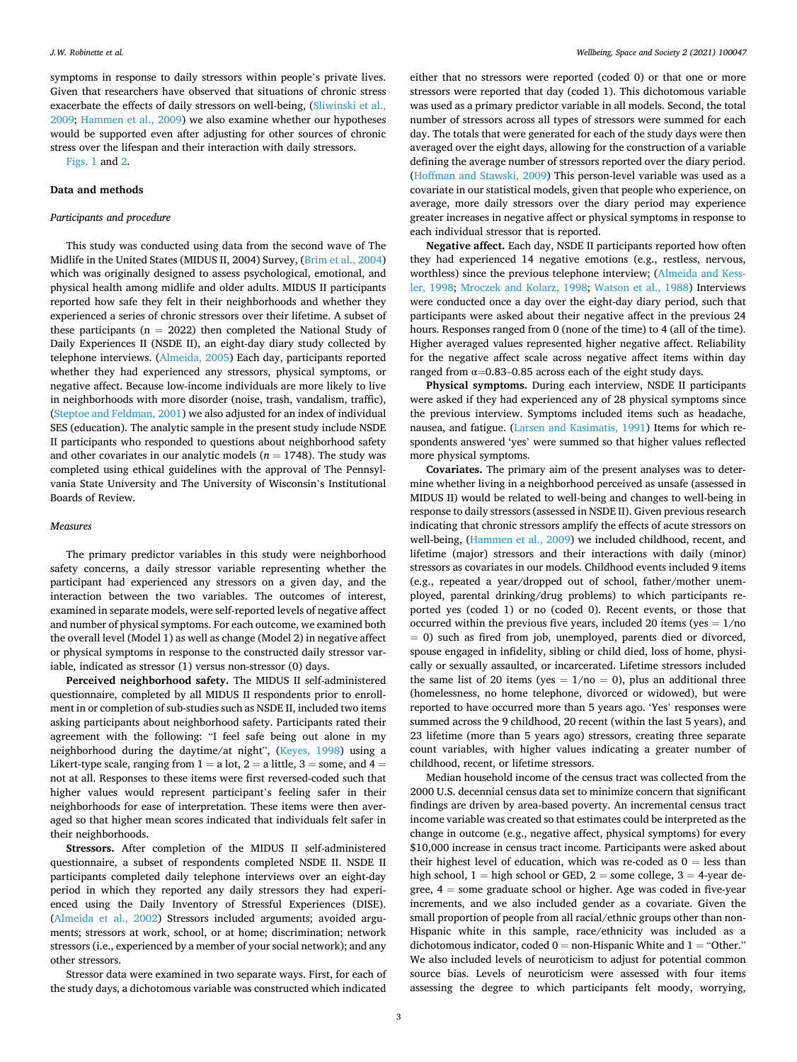symptoms in response to daily stressors within people's private lives. Given that researchers have observed that situations of chronic stress exacerbate the effects of daily stressors on well-being, (Sliwinski et al., 2009; Hammen et al., 2009) we also examine whether our hypotheses would be supported even after adjusting for other sources of chronic stress over the lifespan and their interaction with daily stressors.

Figs. 1 and 2.

## Data and methods

### Participants and procedure

This study was conducted using data from the second wave of The Midlife in the United States (MIDUS II, 2004) Survey, (Brim et al., 2004) which was originally designed to assess psychological, emotional, and physical health among midlife and older adults. MIDUS II participants reported how safe they felt in their neighborhoods and whether they experienced a series of chronic stressors over their lifetime. A subset of these participants (n = 2022) then completed the National Study of Daily Experiences II (NSDE II), an eight-day diary study collected by telephone interviews. (Almeida, 2005) Each day, participants reported whether they had experienced any stressors, physical symptoms, or negative affect. Because low-income individuals are more likely to live in neighborhoods with more disorder (noise, trash, vandalism, traffic), (Steptoe and Feldman, 2001) we also adjusted for an index of individual SES (education). The analytic sample in the present study include NSDE II participants who responded to questions about neighborhood safety and other covariates in our analytic models ($n = 1748$). The study was completed using ethical guidelines with the approval of The Pennsylvania State University and The University of Wisconsin's Institutional Boards of Review.

### Measures

The primary predictor variables in this study were neighborhood safety concerns, a daily stressor variable representing whether the participant had experienced any stressors on a given day, and the interaction between the two variables. The outcomes of interest, examined in separate models, were self-reported levels of negative affect and number of physical symptoms. For each outcome, we examined both the overall level (Model 1) as well as change (Model 2) in negative affect or physical symptoms in response to the constructed daily stressor variable, indicated as stressor (1) versus non-stressor (0) days.

**Perceived neighborhood safety.** The MIDUS II self-administered questionnaire, completed by all MIDUS II respondents prior to enrollment in or completion of sub-studies such as NSDE II, included two items asking participants about neighborhood safety. Participants rated their agreement with the following: "I feel safe being out alone in my neighborhood during the daytime/at night", (Keyes, 1998) using a Likert-type scale, ranging from 1 = a lot, 2 = a little, 3 = some, and 4 = not at all. Responses to these items were first reversed-coded such that higher values would represent participant's feeling safer in their neighborhoods for ease of interpretation. These items were then averaged so that higher mean scores indicated that individuals felt safer in their neighborhoods.

**Stressors.** After completion of the MIDUS II self-administered questionnaire, a subset of respondents completed NSDE II. NSDE II participants completed daily telephone interviews over an eight-day period in which they reported any daily stressors they had experienced using the Daily Inventory of Stressful Experiences (DISE). (Almeida et al., 2002) Stressors included arguments; avoided arguments; stressors at work, school, or at home; discrimination; network stressors (i.e., experienced by a member of your social network); and any other stressors.

Stressor data were examined in two separate ways. First, for each of the study days, a dichotomous variable was constructed which indicated either that no stressors were reported (coded 0) or that one or more stressors were reported that day (coded 1). This dichotomous variable was used as a primary predictor variable in all models. Second, the total number of stressors across all types of stressors were summed for each day. The totals that were generated for each of the study days were then averaged over the eight days, allowing for the construction of a variable defining the average number of stressors reported over the diary period. (Hoffman and Stawski, 2009) This person-level variable was used as a covariate in our statistical models, given that people who experience, on average, more daily stressors over the diary period may experience greater increases in negative affect or physical symptoms in response to each individual stressor that is reported.

**Negative affect.** Each day, NSDE II participants reported how often they had experienced 14 negative emotions (e.g., restless, nervous, worthless) since the previous telephone interview; (Almeida and Kessler, 1998; Mroczek and Kolarz, 1998; Watson et al., 1988) Interviews were conducted once a day over the eight-day diary period, such that participants were asked about their negative affect in the previous 24 hours. Responses ranged from 0 (none of the time) to 4 (all of the time). Higher averaged values represented higher negative affect. Reliability for the negative affect scale across negative affect items within day ranged from $\alpha$=0.83–0.85 across each of the eight study days.

**Physical symptoms.** During each interview, NSDE II participants were asked if they had experienced any of 28 physical symptoms since the previous interview. Symptoms included items such as headache, nausea, and fatigue. (Larsen and Kasimatis, 1991) Items for which respondents answered 'yes' were summed so that higher values reflected more physical symptoms.

**Covariates.** The primary aim of the present analyses was to determine whether living in a neighborhood perceived as unsafe (assessed in MIDUS II) would be related to well-being and changes to well-being in response to daily stressors (assessed in NSDE II). Given previous research indicating that chronic stressors amplify the effects of acute stressors on well-being, (Hammen et al., 2009) we included childhood, recent, and lifetime (major) stressors and their interactions with daily (minor) stressors as covariates in our models. Childhood events included 9 items (e.g., repeated a year/dropped out of school, father/mother unemployed, parental drinking/drug problems) to which participants reported yes (coded 1) or no (coded 0). Recent events, or those that occurred within the previous five years, included 20 items (yes = 1/no = 0) such as fired from job, unemployed, parents died or divorced, spouse engaged in infidelity, sibling or child died, loss of home, physically or sexually assaulted, or incarcerated. Lifetime stressors included the same list of 20 items (yes = 1/no = 0), plus an additional three (homelessness, no home telephone, divorced or widowed), but were reported to have occurred more than 5 years ago. 'Yes' responses were summed across the 9 childhood, 20 recent (within the last 5 years), and 23 lifetime (more than 5 years ago) stressors, creating three separate count variables, with higher values indicating a greater number of childhood, recent, or lifetime stressors.

Median household income of the census tract was collected from the 2000 U.S. decennial census data set to minimize concern that significant findings are driven by area-based poverty. An incremental census tract income variable was created so that estimates could be interpreted as the change in outcome (e.g., negative affect, physical symptoms) for every \$10,000 increase in census tract income. Participants were asked about their highest level of education, which was re-coded as 0 = less than high school, 1 = high school or GED, 2 = some college, 3 = 4-year degree, 4 = some graduate school or higher. Age was coded in five-year increments, and we also included gender as a covariate. Given the small proportion of people from all racial/ethnic groups other than non-Hispanic white in this sample, race/ethnicity was included as a dichotomous indicator, coded 0 = non-Hispanic White and 1 = "Other." We also included levels of neuroticism to adjust for potential common source bias. Levels of neuroticism were assessed with four items assessing the degree to which participants felt moody, worrying,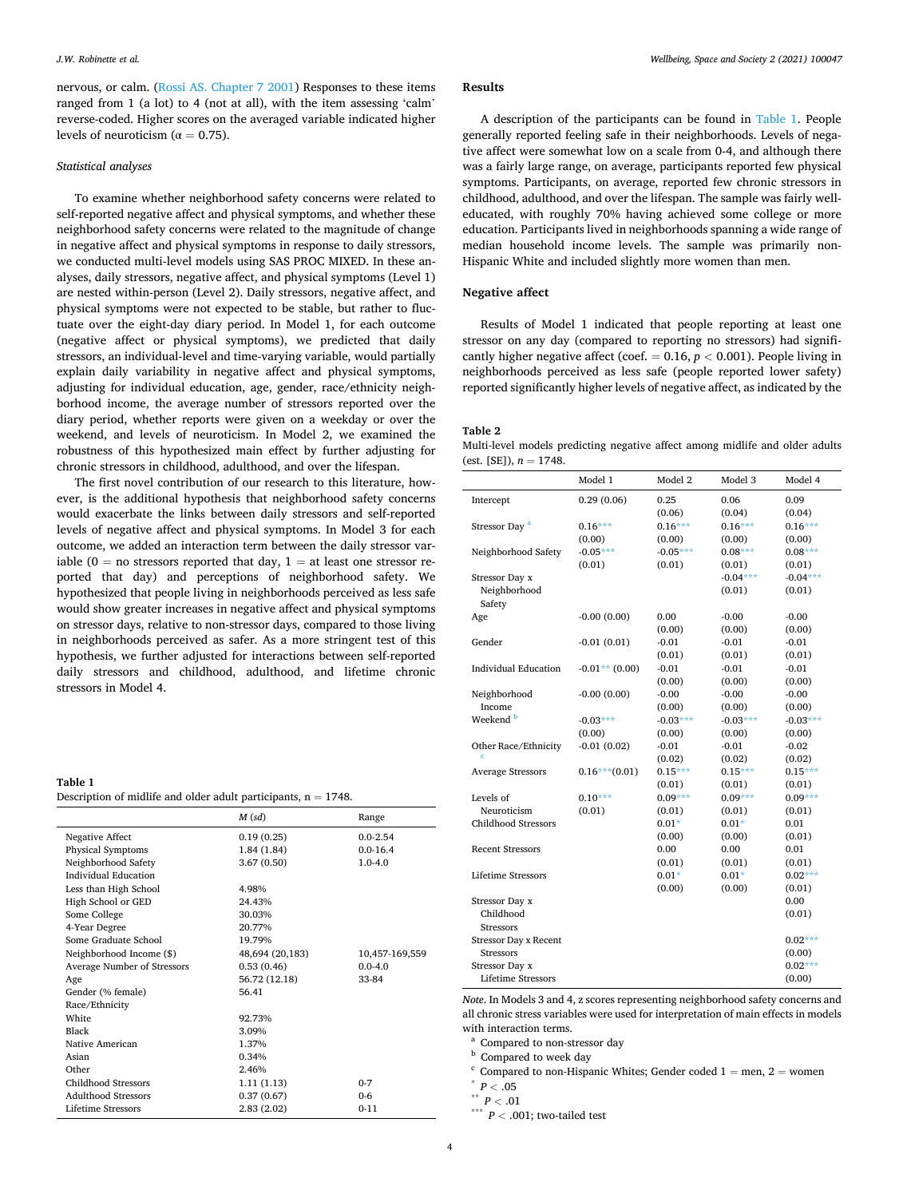nervous, or calm. (Rossi AS. Chapter 7 2001) Responses to these items ranged from 1 (a lot) to 4 (not at all), with the item assessing 'calm' reverse-coded. Higher scores on the averaged variable indicated higher levels of neuroticism ($\alpha = 0.75$).

*Statistical analyses*

To examine whether neighborhood safety concerns were related to self-reported negative affect and physical symptoms, and whether these neighborhood safety concerns were related to the magnitude of change in negative affect and physical symptoms in response to daily stressors, we conducted multi-level models using SAS PROC MIXED. In these analyses, daily stressors, negative affect, and physical symptoms (Level 1) are nested within-person (Level 2). Daily stressors, negative affect, and physical symptoms were not expected to be stable, but rather to fluctuate over the eight-day diary period. In Model 1, for each outcome (negative affect or physical symptoms), we predicted that daily stressors, an individual-level and time-varying variable, would partially explain daily variability in negative affect and physical symptoms, adjusting for individual education, age, gender, race/ethnicity neighborhood income, the average number of stressors reported over the diary period, whether reports were given on a weekday or over the weekend, and levels of neuroticism. In Model 2, we examined the robustness of this hypothesized main effect by further adjusting for chronic stressors in childhood, adulthood, and over the lifespan.

The first novel contribution of our research to this literature, however, is the additional hypothesis that neighborhood safety concerns would exacerbate the links between daily stressors and self-reported levels of negative affect and physical symptoms. In Model 3 for each outcome, we added an interaction term between the daily stressor variable (0 = no stressors reported that day, 1 = at least one stressor reported that day) and perceptions of neighborhood safety. We hypothesized that people living in neighborhoods perceived as less safe would show greater increases in negative affect and physical symptoms on stressor days, relative to non-stressor days, compared to those living in neighborhoods perceived as safer. As a more stringent test of this hypothesis, we further adjusted for interactions between self-reported daily stressors and childhood, adulthood, and lifetime chronic stressors in Model 4.

**Table 1**
Description of midlife and older adult participants, n = 1748.

| | *M* (*sd*) | Range |
|---|---|---|
| Negative Affect | 0.19 (0.25) | 0.0-2.54 |
| Physical Symptoms | 1.84 (1.84) | 0.0-16.4 |
| Neighborhood Safety | 3.67 (0.50) | 1.0-4.0 |
| Individual Education | | |
| Less than High School | 4.98% | |
| High School or GED | 24.43% | |
| Some College | 30.03% | |
| 4-Year Degree | 20.77% | |
| Some Graduate School | 19.79% | |
| Neighborhood Income ($) | 48,694 (20,183) | 10,457-169,559 |
| Average Number of Stressors | 0.53 (0.46) | 0.0-4.0 |
| Age | 56.72 (12.18) | 33-84 |
| Gender (% female) | 56.41 | |
| Race/Ethnicity | | |
| White | 92.73% | |
| Black | 3.09% | |
| Native American | 1.37% | |
| Asian | 0.34% | |
| Other | 2.46% | |
| Childhood Stressors | 1.11 (1.13) | 0-7 |
| Adulthood Stressors | 0.37 (0.67) | 0-6 |
| Lifetime Stressors | 2.83 (2.02) | 0-11 |

## Results

A description of the participants can be found in Table 1. People generally reported feeling safe in their neighborhoods. Levels of negative affect were somewhat low on a scale from 0-4, and although there was a fairly large range, on average, participants reported few physical symptoms. Participants, on average, reported few chronic stressors in childhood, adulthood, and over the lifespan. The sample was fairly well-educated, with roughly 70% having achieved some college or more education. Participants lived in neighborhoods spanning a wide range of median household income levels. The sample was primarily non-Hispanic White and included slightly more women than men.

## Negative affect

Results of Model 1 indicated that people reporting at least one stressor on any day (compared to reporting no stressors) had significantly higher negative affect (coef. = 0.16, $p < 0.001$). People living in neighborhoods perceived as less safe (people reported lower safety) reported significantly higher levels of negative affect, as indicated by the

**Table 2**
Multi-level models predicting negative affect among midlife and older adults (est. [SE]), $n = 1748$.

| | Model 1 | Model 2 | Model 3 | Model 4 |
|---|---|---|---|---|
| Intercept | 0.29 (0.06) | 0.25 (0.06) | 0.06 (0.04) | 0.09 (0.04) |
| Stressor Day [a] | 0.16*** (0.00) | 0.16*** (0.00) | 0.16*** (0.00) | 0.16*** (0.00) |
| Neighborhood Safety | -0.05*** (0.01) | -0.05*** (0.01) | 0.08*** (0.01) | 0.08*** (0.01) |
| Stressor Day x Neighborhood Safety | | | -0.04*** (0.01) | -0.04*** (0.01) |
| Age | -0.00 (0.00) | 0.00 (0.00) | -0.00 (0.00) | -0.00 (0.00) |
| Gender | -0.01 (0.01) | -0.01 (0.01) | -0.01 (0.01) | -0.01 (0.01) |
| Individual Education | -0.01** (0.00) | -0.01 (0.00) | -0.01 (0.00) | -0.01 (0.00) |
| Neighborhood Income | -0.00 (0.00) | -0.00 (0.00) | -0.00 (0.00) | -0.00 (0.00) |
| Weekend [b] | -0.03*** (0.00) | -0.03*** (0.00) | -0.03*** (0.00) | -0.03*** (0.00) |
| Other Race/Ethnicity [c] | -0.01 (0.02) | -0.01 (0.02) | -0.01 (0.02) | -0.02 (0.02) |
| Average Stressors | 0.16***(0.01) | 0.15*** (0.01) | 0.15*** (0.01) | 0.15*** (0.01) |
| Levels of Neuroticism | 0.10*** (0.01) | 0.09*** (0.01) | 0.09*** (0.01) | 0.09*** (0.01) |
| Childhood Stressors | | 0.01* (0.00) | 0.01* (0.00) | 0.01 (0.01) |
| Recent Stressors | | 0.00 (0.01) | 0.00 (0.01) | 0.01 (0.01) |
| Lifetime Stressors | | 0.01* (0.00) | 0.01* (0.00) | 0.02*** (0.01) |
| Stressor Day x Childhood Stressors | | | | 0.00 (0.01) |
| Stressor Day x Recent Stressors | | | | 0.02*** (0.00) |
| Stressor Day x Lifetime Stressors | | | | 0.02*** (0.00) |

*Note*. In Models 3 and 4, z scores representing neighborhood safety concerns and all chronic stress variables were used for interpretation of main effects in models with interaction terms.
[a] Compared to non-stressor day
[b] Compared to week day
[c] Compared to non-Hispanic Whites; Gender coded 1 = men, 2 = women
* $P < .05$
** $P < .01$
*** $P < .001$; two-tailed test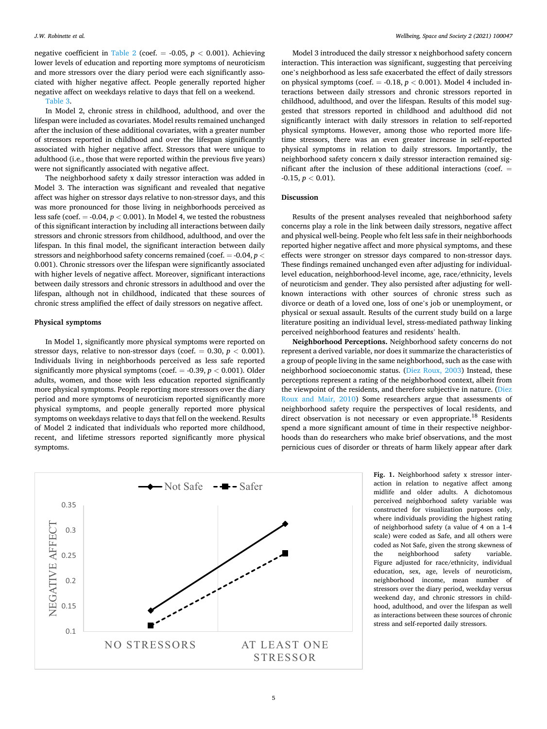negative coefficient in Table 2 (coef. = -0.05, $p < 0.001$). Achieving lower levels of education and reporting more symptoms of neuroticism and more stressors over the diary period were each significantly associated with higher negative affect. People generally reported higher negative affect on weekdays relative to days that fell on a weekend.

Table 3.

In Model 2, chronic stress in childhood, adulthood, and over the lifespan were included as covariates. Model results remained unchanged after the inclusion of these additional covariates, with a greater number of stressors reported in childhood and over the lifespan significantly associated with higher negative affect. Stressors that were unique to adulthood (i.e., those that were reported within the previous five years) were not significantly associated with negative affect.

The neighborhood safety x daily stressor interaction was added in Model 3. The interaction was significant and revealed that negative affect was higher on stressor days relative to non-stressor days, and this was more pronounced for those living in neighborhoods perceived as less safe (coef. = -0.04, $p < 0.001$). In Model 4, we tested the robustness of this significant interaction by including all interactions between daily stressors and chronic stressors from childhood, adulthood, and over the lifespan. In this final model, the significant interaction between daily stressors and neighborhood safety concerns remained (coef. = -0.04, $p < 0.001$). Chronic stressors over the lifespan were significantly associated with higher levels of negative affect. Moreover, significant interactions between daily stressors and chronic stressors in adulthood and over the lifespan, although not in childhood, indicated that these sources of chronic stress amplified the effect of daily stressors on negative affect.

### Physical symptoms

In Model 1, significantly more physical symptoms were reported on stressor days, relative to non-stressor days (coef. = 0.30, $p < 0.001$). Individuals living in neighborhoods perceived as less safe reported significantly more physical symptoms (coef. = -0.39, $p < 0.001$). Older adults, women, and those with less education reported significantly more physical symptoms. People reporting more stressors over the diary period and more symptoms of neuroticism reported significantly more physical symptoms, and people generally reported more physical symptoms on weekdays relative to days that fell on the weekend. Results of Model 2 indicated that individuals who reported more childhood, recent, and lifetime stressors reported significantly more physical symptoms.

Model 3 introduced the daily stressor x neighborhood safety concern interaction. This interaction was significant, suggesting that perceiving one's neighborhood as less safe exacerbated the effect of daily stressors on physical symptoms (coef. = -0.18, $p < 0.001$). Model 4 included interactions between daily stressors and chronic stressors reported in childhood, adulthood, and over the lifespan. Results of this model suggested that stressors reported in childhood and adulthood did not significantly interact with daily stressors in relation to self-reported physical symptoms. However, among those who reported more lifetime stressors, there was an even greater increase in self-reported physical symptoms in relation to daily stressors. Importantly, the neighborhood safety concern x daily stressor interaction remained significant after the inclusion of these additional interactions (coef. = -0.15, $p < 0.01$).

## Discussion

Results of the present analyses revealed that neighborhood safety concerns play a role in the link between daily stressors, negative affect and physical well-being. People who felt less safe in their neighborhoods reported higher negative affect and more physical symptoms, and these effects were stronger on stressor days compared to non-stressor days. These findings remained unchanged even after adjusting for individual-level education, neighborhood-level income, age, race/ethnicity, levels of neuroticism and gender. They also persisted after adjusting for well-known interactions with other sources of chronic stress such as divorce or death of a loved one, loss of one's job or unemployment, or physical or sexual assault. Results of the current study build on a large literature positing an individual level, stress-mediated pathway linking perceived neighborhood features and residents' health.

**Neighborhood Perceptions.** Neighborhood safety concerns do not represent a derived variable, nor does it summarize the characteristics of a group of people living in the same neighborhood, such as the case with neighborhood socioeconomic status. (Diez Roux, 2003) Instead, these perceptions represent a rating of the neighborhood context, albeit from the viewpoint of the residents, and therefore subjective in nature. (Diez Roux and Mair, 2010) Some researchers argue that assessments of neighborhood safety require the perspectives of local residents, and direct observation is not necessary or even appropriate.[18] Residents spend a more significant amount of time in their respective neighborhoods than do researchers who make brief observations, and the most pernicious cues of disorder or threats of harm likely appear after dark

**Fig. 1.** Neighborhood safety x stressor interaction in relation to negative affect among midlife and older adults. A dichotomous perceived neighborhood safety variable was constructed for visualization purposes only, where individuals providing the highest rating of neighborhood safety (a value of 4 on a 1-4 scale) were coded as Safe, and all others were coded as Not Safe, given the strong skewness of the neighborhood safety variable. Figure adjusted for race/ethnicity, individual education, sex, age, levels of neuroticism, neighborhood income, mean number of stressors over the diary period, weekday versus weekend day, and chronic stressors in childhood, adulthood, and over the lifespan as well as interactions between these sources of chronic stress and self-reported daily stressors.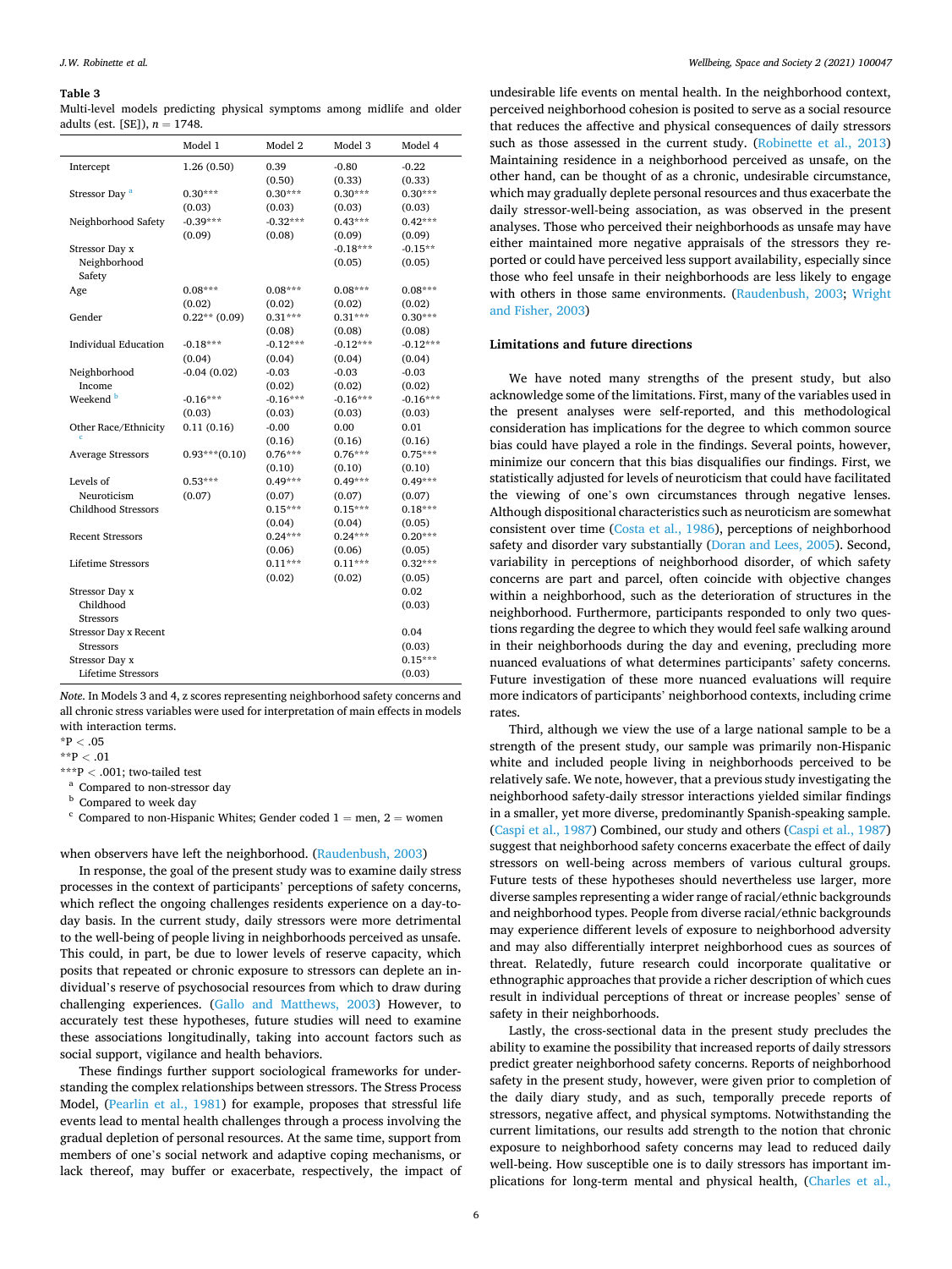**Table 3**
Multi-level models predicting physical symptoms among midlife and older adults (est. [SE]), $n = 1748$.

| | Model 1 | Model 2 | Model 3 | Model 4 |
|---|---|---|---|---|
| Intercept | 1.26 (0.50) | 0.39 (0.50) | -0.80 (0.33) | -0.22 (0.33) |
| Stressor Day [a] | 0.30*** (0.03) | 0.30*** (0.03) | 0.30*** (0.03) | 0.30*** (0.03) |
| Neighborhood Safety | -0.39*** (0.09) | -0.32*** (0.08) | 0.43*** (0.09) | 0.42*** (0.09) |
| Stressor Day x Neighborhood Safety | | | -0.18*** (0.05) | -0.15** (0.05) |
| Age | 0.08*** (0.02) | 0.08*** (0.02) | 0.08*** (0.02) | 0.08*** (0.02) |
| Gender | 0.22** (0.09) | 0.31*** (0.08) | 0.31*** (0.08) | 0.30*** (0.08) |
| Individual Education | -0.18*** (0.04) | -0.12*** (0.04) | -0.12*** (0.04) | -0.12*** (0.04) |
| Neighborhood Income | -0.04 (0.02) | -0.03 (0.02) | -0.03 (0.02) | -0.03 (0.02) |
| Weekend [b] | -0.16*** (0.03) | -0.16*** (0.03) | -0.16*** (0.03) | -0.16*** (0.03) |
| Other Race/Ethnicity [c] | 0.11 (0.16) | -0.00 (0.16) | 0.00 (0.16) | 0.01 (0.16) |
| Average Stressors | 0.93***(0.10) | 0.76*** (0.10) | 0.76*** (0.10) | 0.75*** (0.10) |
| Levels of Neuroticism | 0.53*** (0.07) | 0.49*** (0.07) | 0.49*** (0.07) | 0.49*** (0.07) |
| Childhood Stressors | | 0.15*** (0.04) | 0.15*** (0.04) | 0.18*** (0.05) |
| Recent Stressors | | 0.24*** (0.06) | 0.24*** (0.06) | 0.20*** (0.05) |
| Lifetime Stressors | | 0.11*** (0.02) | 0.11*** (0.02) | 0.32*** (0.05) |
| Stressor Day x Childhood Stressors | | | | 0.02 (0.03) |
| Stressor Day x Recent Stressors | | | | 0.04 (0.03) |
| Stressor Day x Lifetime Stressors | | | | 0.15*** (0.03) |

*Note.* In Models 3 and 4, z scores representing neighborhood safety concerns and all chronic stress variables were used for interpretation of main effects in models with interaction terms.
*P < .05
**P < .01
***P < .001; two-tailed test
[a] Compared to non-stressor day
[b] Compared to week day
[c] Compared to non-Hispanic Whites; Gender coded 1 = men, 2 = women

when observers have left the neighborhood. (Raudenbush, 2003)

In response, the goal of the present study was to examine daily stress processes in the context of participants' perceptions of safety concerns, which reflect the ongoing challenges residents experience on a day-to-day basis. In the current study, daily stressors were more detrimental to the well-being of people living in neighborhoods perceived as unsafe. This could, in part, be due to lower levels of reserve capacity, which posits that repeated or chronic exposure to stressors can deplete an individual's reserve of psychosocial resources from which to draw during challenging experiences. (Gallo and Matthews, 2003) However, to accurately test these hypotheses, future studies will need to examine these associations longitudinally, taking into account factors such as social support, vigilance and health behaviors.

These findings further support sociological frameworks for understanding the complex relationships between stressors. The Stress Process Model, (Pearlin et al., 1981) for example, proposes that stressful life events lead to mental health challenges through a process involving the gradual depletion of personal resources. At the same time, support from members of one's social network and adaptive coping mechanisms, or lack thereof, may buffer or exacerbate, respectively, the impact of undesirable life events on mental health. In the neighborhood context, perceived neighborhood cohesion is posited to serve as a social resource that reduces the affective and physical consequences of daily stressors such as those assessed in the current study. (Robinette et al., 2013) Maintaining residence in a neighborhood perceived as unsafe, on the other hand, can be thought of as a chronic, undesirable circumstance, which may gradually deplete personal resources and thus exacerbate the daily stressor-well-being association, as was observed in the present analyses. Those who perceived their neighborhoods as unsafe may have either maintained more negative appraisals of the stressors they reported or could have perceived less support availability, especially since those who feel unsafe in their neighborhoods are less likely to engage with others in those same environments. (Raudenbush, 2003; Wright and Fisher, 2003)

### Limitations and future directions

We have noted many strengths of the present study, but also acknowledge some of the limitations. First, many of the variables used in the present analyses were self-reported, and this methodological consideration has implications for the degree to which common source bias could have played a role in the findings. Several points, however, minimize our concern that this bias disqualifies our findings. First, we statistically adjusted for levels of neuroticism that could have facilitated the viewing of one's own circumstances through negative lenses. Although dispositional characteristics such as neuroticism are somewhat consistent over time (Costa et al., 1986), perceptions of neighborhood safety and disorder vary substantially (Doran and Lees, 2005). Second, variability in perceptions of neighborhood disorder, of which safety concerns are part and parcel, often coincide with objective changes within a neighborhood, such as the deterioration of structures in the neighborhood. Furthermore, participants responded to only two questions regarding the degree to which they would feel safe walking around in their neighborhoods during the day and evening, precluding more nuanced evaluations of what determines participants' safety concerns. Future investigation of these more nuanced evaluations will require more indicators of participants' neighborhood contexts, including crime rates.

Third, although we view the use of a large national sample to be a strength of the present study, our sample was primarily non-Hispanic white and included people living in neighborhoods perceived to be relatively safe. We note, however, that a previous study investigating the neighborhood safety-daily stressor interactions yielded similar findings in a smaller, yet more diverse, predominantly Spanish-speaking sample. (Caspi et al., 1987) Combined, our study and others (Caspi et al., 1987) suggest that neighborhood safety concerns exacerbate the effect of daily stressors on well-being across members of various cultural groups. Future tests of these hypotheses should nevertheless use larger, more diverse samples representing a wider range of racial/ethnic backgrounds and neighborhood types. People from diverse racial/ethnic backgrounds may experience different levels of exposure to neighborhood adversity and may also differentially interpret neighborhood cues as sources of threat. Relatedly, future research could incorporate qualitative or ethnographic approaches that provide a richer description of which cues result in individual perceptions of threat or increase peoples' sense of safety in their neighborhoods.

Lastly, the cross-sectional data in the present study precludes the ability to examine the possibility that increased reports of daily stressors predict greater neighborhood safety concerns. Reports of neighborhood safety in the present study, however, were given prior to completion of the daily diary study, and as such, temporally precede reports of stressors, negative affect, and physical symptoms. Notwithstanding the current limitations, our results add strength to the notion that chronic exposure to neighborhood safety concerns may lead to reduced daily well-being. How susceptible one is to daily stressors has important implications for long-term mental and physical health, (Charles et al.,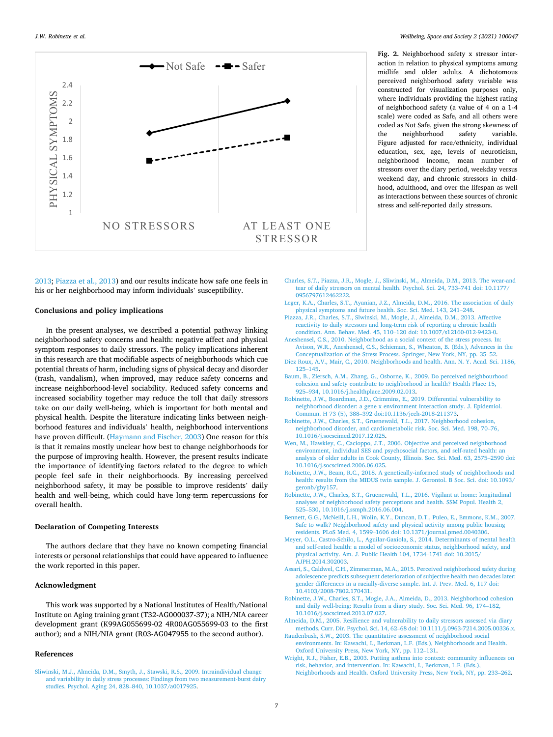Fig. 2. Neighborhood safety x stressor interaction in relation to physical symptoms among midlife and older adults. A dichotomous perceived neighborhood safety variable was constructed for visualization purposes only, where individuals providing the highest rating of neighborhood safety (a value of 4 on a 1-4 scale) were coded as Safe, and all others were coded as Not Safe, given the strong skewness of the neighborhood safety variable. Figure adjusted for race/ethnicity, individual education, sex, age, levels of neuroticism, neighborhood income, mean number of stressors over the diary period, weekday versus weekend day, and chronic stressors in childhood, adulthood, and over the lifespan as well as interactions between these sources of chronic stress and self-reported daily stressors.

2013; Piazza et al., 2013) and our results indicate how safe one feels in his or her neighborhood may inform individuals' susceptibility.

## Conclusions and policy implications

In the present analyses, we described a potential pathway linking neighborhood safety concerns and health: negative affect and physical symptom responses to daily stressors. The policy implications inherent in this research are that modifiable aspects of neighborhoods which cue potential threats of harm, including signs of physical decay and disorder (trash, vandalism), when improved, may reduce safety concerns and increase neighborhood-level sociability. Reduced safety concerns and increased sociability together may reduce the toll that daily stressors take on our daily well-being, which is important for both mental and physical health. Despite the literature indicating links between neighborhood features and individuals' health, neighborhood interventions have proven difficult. (Haymann and Fischer, 2003) One reason for this is that it remains mostly unclear how best to change neighborhoods for the purpose of improving health. However, the present results indicate the importance of identifying factors related to the degree to which people feel safe in their neighborhoods. By increasing perceived neighborhood safety, it may be possible to improve residents' daily health and well-being, which could have long-term repercussions for overall health.

## Declaration of Competing Interests

The authors declare that they have no known competing financial interests or personal relationships that could have appeared to influence the work reported in this paper.

## Acknowledgment

This work was supported by a National Institutes of Health/National Institute on Aging training grant (T32-AG000037-37); a NIH/NIA career development grant (K99AG055699-02 4R00AG055699-03 to the first author); and a NIH/NIA grant (R03-AG047955 to the second author).

## References

Sliwinski, M.J., Almeida, D.M., Smyth, J., Stawski, R.S., 2009. Intraindividual change and variability in daily stress processes: Findings from two measurement-burst dairy studies. Psychol. Aging 24, 828–840, 10.1037/a0017925.

Charles, S.T., Piazza, J.R., Mogle, J., Sliwinski, M., Almeida, D.M., 2013. The wear-and tear of daily stressors on mental health. Psychol. Sci. 24, 733–741 doi: 10.1177/0956797612462222.

Leger, K.A., Charles, S.T., Ayanian, J.Z., Almeida, D.M., 2016. The association of daily physical symptoms and future health. Soc. Sci. Med. 143, 241–248.

Piazza, J.R., Charles, S.T., Slwinski, M., Mogle, J., Almeida, D.M., 2013. Affective reactivity to daily stressors and long-term risk of reporting a chronic health condition. Ann. Behav. Med. 45, 110–120 doi: 10.1007/s12160-012-9423-0.

Aneshensel, C.S., 2010. Neighborhood as a social context of the stress process. In: Avison, W.R., Aneshensel, C.S., Schieman, S., Wheaton, B. (Eds.), Advances in the Conceptualization of the Stress Process. Springer, New York, NY, pp. 35–52.

Diez Roux, A.V., Mair, C., 2010. Neighborhoods and health. Ann. N. Y. Acad. Sci. 1186, 125–145.

Baum, B., Ziersch, A.M., Zhang, G., Osborne, K., 2009. Do perceived neighbourhood cohesion and safety contribute to neighborhood in health? Health Place 15, 925–934, 10.1016/j.healthplace.2009.02.013.

Robinette, J.W., Boardman, J.D., Crimmins, E., 2019. Differential vulnerability to neighborhood disorder: a gene x environment interaction study. J. Epidemiol. Commun. H 73 (5), 388–392 doi:10.1136/jech-2018-211373.

Robinette, J.W., Charles, S.T., Gruenewald, T.L., 2017. Neighborhood cohesion, neighborhood disorder, and cardiometabolic risk. Soc. Sci. Med. 198, 70–76, 10.1016/j.socscimed.2017.12.025.

Wen, M., Hawkley, C., Cacioppo, J.T., 2006. Objective and perceived neighborhood environment, individual SES and psychosocial factors, and self-rated health: an analysis of older adults in Cook County, Illinois. Soc. Sci. Med. 63, 2575–2590 doi: 10.1016/j.socscimed.2006.06.025.

Robinette, J.W., Beam, R.C., 2018. A genetically-informed study of neighborhoods and health: results from the MIDUS twin sample. J. Gerontol. B Soc. Sci. doi: 10.1093/geronb/gby157.

Robinette, J.W., Charles, S.T., Gruenewald, T.L., 2016. Vigilant at home: longitudinal analyses of neighborhood safety perceptions and health. SSM Popul. Health 2, 525–530, 10.1016/j.ssmph.2016.06.004.

Bennett, G.G., McNeill, L.H., Wolin, K.Y., Duncan, D.T., Puleo, E., Emmons, K.M., 2007. Safe to walk? Neighborhood safety and physical activity among public housing residents. PLoS Med. 4, 1599–1606 doi: 10.1371/journal.pmed.0040306.

Meyer, O.L., Castro-Schilo, L., Aguilar-Gaxiola, S., 2014. Determinants of mental health and self-rated health: a model of socioeconomic status, neighborhood safety, and physical activity. Am. J. Public Health 104, 1734–1741 doi: 10.2015/AJPH.2014.302003.

Assari, S., Caldwel, C.H., Zimmerman, M.A., 2015. Perceived neighborhood safety during adolescence predicts subsequent deterioration of subjective health two decades later: gender differences in a racially-diverse sample. Int. J. Prev. Med. 6, 117 doi: 10.4103/2008-7802.170431.

Robinette, J.W., Charles, S.T., Mogle, J.A., Almeida, D., 2013. Neighborhood cohesion and daily well-being: Results from a diary study. Soc. Sci. Med. 96, 174–182, 10.1016/j.socscimed.2013.07.027.

Almeida, D.M., 2005. Resilience and vulnerability to daily stressors assessed via diary methods. Curr. Dir. Psychol. Sci. 14, 62–68 doi: 10.1111/j.0963-7214.2005.00336.x.

Raudenbush, S.W., 2003. The quantitative assessment of neighborhood social environments. In: Kawachi, I., Berkman, L.F. (Eds.), Neighborhoods and Health. Oxford University Press, New York, NY, pp. 112–131.

Wright, R.J., Fisher, E.B., 2003. Putting asthma into context: community influences on risk, behavior, and intervention. In: Kawachi, I., Berkman, L.F. (Eds.), Neighborhoods and Health. Oxford University Press, New York, NY, pp. 233–262.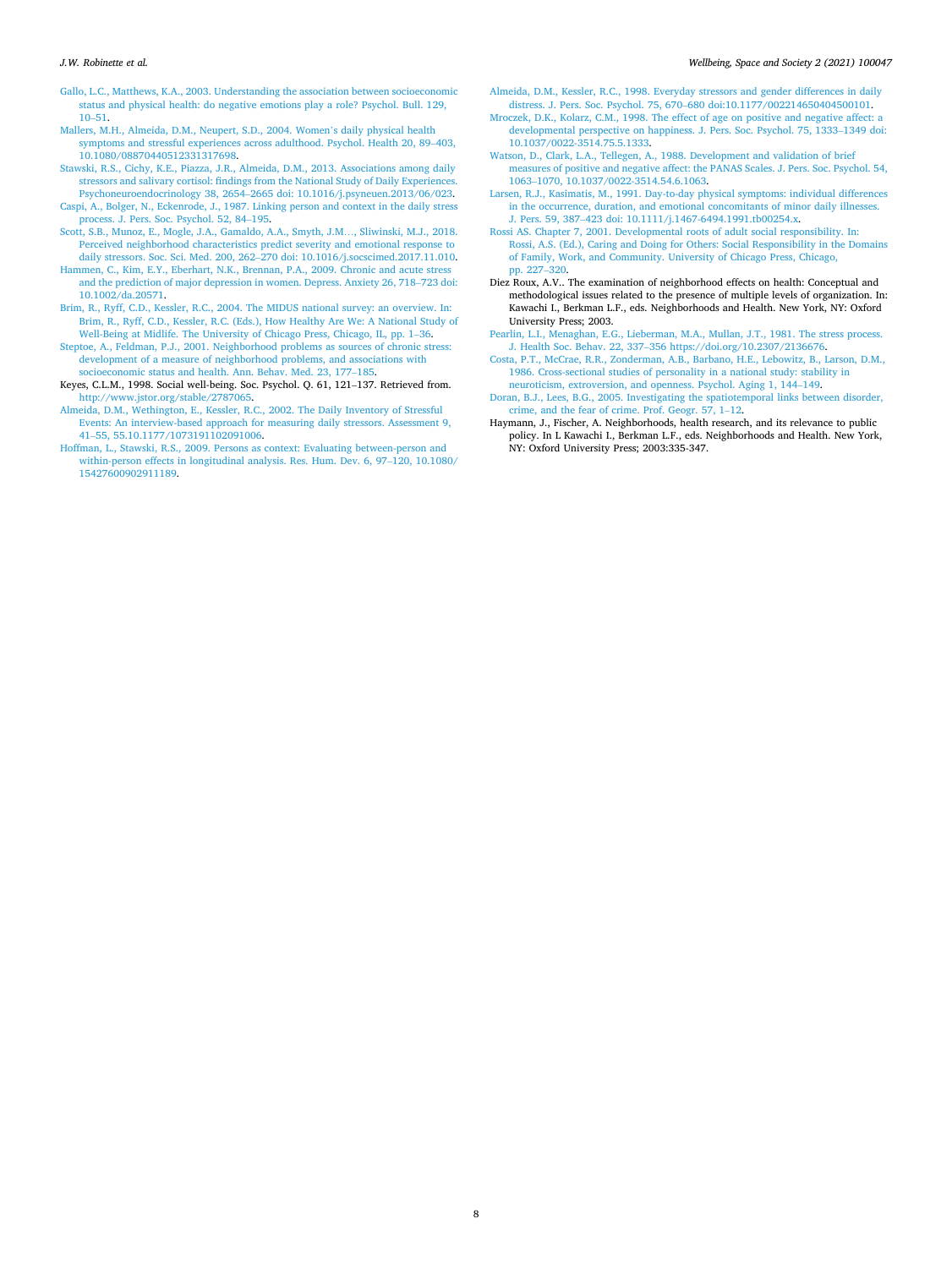Gallo, L.C., Matthews, K.A., 2003. Understanding the association between socioeconomic status and physical health: do negative emotions play a role? Psychol. Bull. 129, 10–51.

Mallers, M.H., Almeida, D.M., Neupert, S.D., 2004. Women's daily physical health symptoms and stressful experiences across adulthood. Psychol. Health 20, 89–403, 10.1080/08870440512331317698.

Stawski, R.S., Cichy, K.E., Piazza, J.R., Almeida, D.M., 2013. Associations among daily stressors and salivary cortisol: findings from the National Study of Daily Experiences. Psychoneuroendocrinology 38, 2654–2665 doi: 10.1016/j.psyneuen.2013/06/023.

Caspi, A., Bolger, N., Eckenrode, J., 1987. Linking person and context in the daily stress process. J. Pers. Soc. Psychol. 52, 84–195.

Scott, S.B., Munoz, E., Mogle, J.A., Gamaldo, A.A., Smyth, J.M…, Sliwinski, M.J., 2018. Perceived neighborhood characteristics predict severity and emotional response to daily stressors. Soc. Sci. Med. 200, 262–270 doi: 10.1016/j.socscimed.2017.11.010.

Hammen, C., Kim, E.Y., Eberhart, N.K., Brennan, P.A., 2009. Chronic and acute stress and the prediction of major depression in women. Depress. Anxiety 26, 718–723 doi: 10.1002/da.20571.

Brim, R., Ryff, C.D., Kessler, R.C., 2004. The MIDUS national survey: an overview. In: Brim, R., Ryff, C.D., Kessler, R.C. (Eds.), How Healthy Are We: A National Study of Well-Being at Midlife. The University of Chicago Press, Chicago, IL, pp. 1–36.

Steptoe, A., Feldman, P.J., 2001. Neighborhood problems as sources of chronic stress: development of a measure of neighborhood problems, and associations with socioeconomic status and health. Ann. Behav. Med. 23, 177–185.

Keyes, C.L.M., 1998. Social well-being. Soc. Psychol. Q. 61, 121–137. Retrieved from. http://www.jstor.org/stable/2787065.

Almeida, D.M., Wethington, E., Kessler, R.C., 2002. The Daily Inventory of Stressful Events: An interview-based approach for measuring daily stressors. Assessment 9, 41–55, 55.10.1177/1073191102091006.

Hoffman, L., Stawski, R.S., 2009. Persons as context: Evaluating between-person and within-person effects in longitudinal analysis. Res. Hum. Dev. 6, 97–120, 10.1080/15427600902911189.

Almeida, D.M., Kessler, R.C., 1998. Everyday stressors and gender differences in daily distress. J. Pers. Soc. Psychol. 75, 670–680 doi:10.1177/002214650404500101.

Mroczek, D.K., Kolarz, C.M., 1998. The effect of age on positive and negative affect: a developmental perspective on happiness. J. Pers. Soc. Psychol. 75, 1333–1349 doi: 10.1037/0022-3514.75.5.1333.

Watson, D., Clark, L.A., Tellegen, A., 1988. Development and validation of brief measures of positive and negative affect: the PANAS Scales. J. Pers. Soc. Psychol. 54, 1063–1070, 10.1037/0022-3514.54.6.1063.

Larsen, R.J., Kasimatis, M., 1991. Day-to-day physical symptoms: individual differences in the occurrence, duration, and emotional concomitants of minor daily illnesses. J. Pers. 59, 387–423 doi: 10.1111/j.1467-6494.1991.tb00254.x.

Rossi AS. Chapter 7, 2001. Developmental roots of adult social responsibility. In: Rossi, A.S. (Ed.), Caring and Doing for Others: Social Responsibility in the Domains of Family, Work, and Community. University of Chicago Press, Chicago, pp. 227–320.

Diez Roux, A.V.. The examination of neighborhood effects on health: Conceptual and methodological issues related to the presence of multiple levels of organization. In: Kawachi I., Berkman L.F., eds. Neighborhoods and Health. New York, NY: Oxford University Press; 2003.

Pearlin, L.I., Menaghan, E.G., Lieberman, M.A., Mullan, J.T., 1981. The stress process. J. Health Soc. Behav. 22, 337–356 https://doi.org/10.2307/2136676.

Costa, P.T., McCrae, R.R., Zonderman, A.B., Barbano, H.E., Lebowitz, B., Larson, D.M., 1986. Cross-sectional studies of personality in a national study: stability in neuroticism, extroversion, and openness. Psychol. Aging 1, 144–149.

Doran, B.J., Lees, B.G., 2005. Investigating the spatiotemporal links between disorder, crime, and the fear of crime. Prof. Geogr. 57, 1–12.

Haymann, J., Fischer, A. Neighborhoods, health research, and its relevance to public policy. In I. Kawachi I., Berkman L.F., eds. Neighborhoods and Health. New York, NY: Oxford University Press; 2003:335-347.